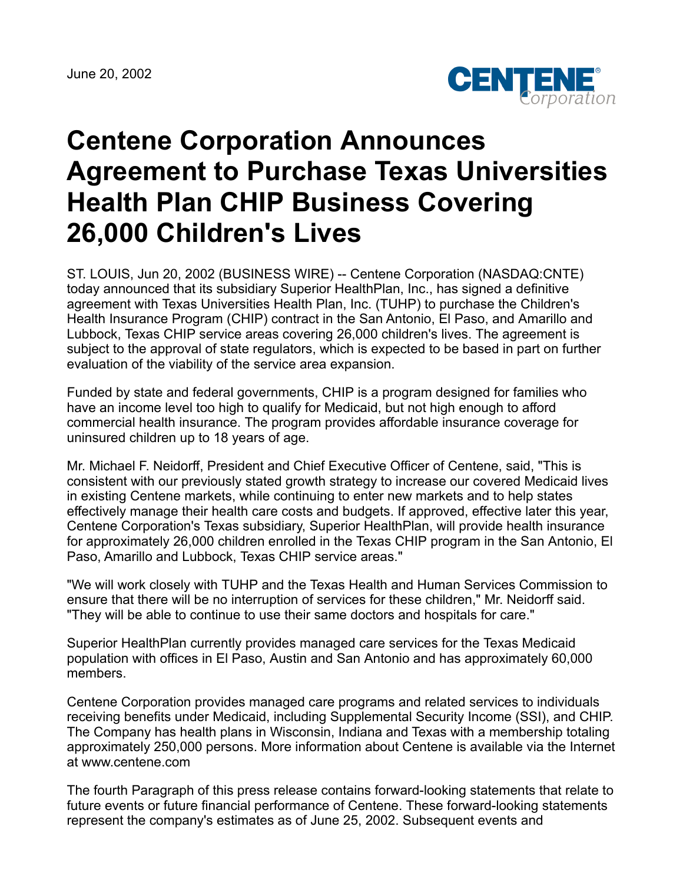June 20, 2002

# Centene Corporation Announces Agreement to Purchase Texas Universities Health Plan CHIP Business Covering 26,000 Children's Lives

ST. LOUIS, Jun 20, 2002 (BUSINESS WIRE) -- Centene Corporation (NASDAQ:CNTE) today announced that its subsidiary Superior HealthPlan, Inc., has signed a definitive agreement with Texas Universities Health Plan, Inc. (TUHP) to purchase the Children's Health Insurance Program (CHIP) contract in the San Antonio, El Paso, and Amarillo and Lubbock, Texas CHIP service areas covering 26,000 children's lives. The agreement is subject to the approval of state regulators, which is expected to be based in part on further evaluation of the viability of the service area expansion.

Funded by state and federal governments, CHIP is a program designed for families who have an income level too high to qualify for Medicaid, but not high enough to afford commercial health insurance. The program provides affordable insurance coverage for uninsured children up to 18 years of age.

Mr. Michael F. Neidorff, President and Chief Executive Officer of Centene, said, "This is consistent with our previously stated growth strategy to increase our covered Medicaid lives in existing Centene markets, while continuing to enter new markets and to help states effectively manage their health care costs and budgets. If approved, effective later this year, Centene Corporation's Texas subsidiary, Superior HealthPlan, will provide health insurance for approximately 26,000 children enrolled in the Texas CHIP program in the San Antonio, El Paso, Amarillo and Lubbock, Texas CHIP service areas."

"We will work closely with TUHP and the Texas Health and Human Services Commission to ensure that there will be no interruption of services for these children," Mr. Neidorff said. "They will be able to continue to use their same doctors and hospitals for care."

Superior HealthPlan currently provides managed care services for the Texas Medicaid population with offices in El Paso, Austin and San Antonio and has approximately 60,000 members.

Centene Corporation provides managed care programs and related services to individuals receiving benefits under Medicaid, including Supplemental Security Income (SSI), and CHIP. The Company has health plans in Wisconsin, Indiana and Texas with a membership totaling approximately 250,000 persons. More information about Centene is available via the Internet at www.centene.com

The fourth Paragraph of this press release contains forward-looking statements that relate to future events or future financial performance of Centene. These forward-looking statements represent the company's estimates as of June 25, 2002. Subsequent events and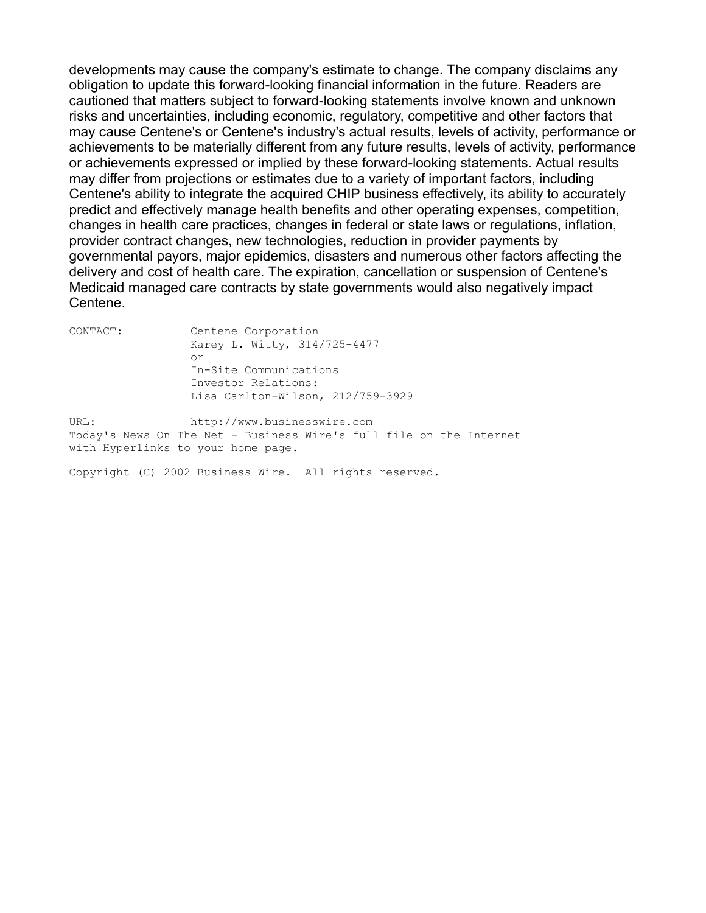developments may cause the company's estimate to change. The company disclaims any obligation to update this forward-looking financial information in the future. Readers are cautioned that matters subject to forward-looking statements involve known and unknown risks and uncertainties, including economic, regulatory, competitive and other factors that may cause Centene's or Centene's industry's actual results, levels of activity, performance or achievements to be materially different from any future results, levels of activity, performance or achievements expressed or implied by these forward-looking statements. Actual results may differ from projections or estimates due to a variety of important factors, including Centene's ability to integrate the acquired CHIP business effectively, its ability to accurately predict and effectively manage health benefits and other operating expenses, competition, changes in health care practices, changes in federal or state laws or regulations, inflation, provider contract changes, new technologies, reduction in provider payments by governmental payors, major epidemics, disasters and numerous other factors affecting the delivery and cost of health care. The expiration, cancellation or suspension of Centene's Medicaid managed care contracts by state governments would also negatively impact Centene.

```
CONTACT:          Centene Corporation
                  Karey L. Witty, 314/725-4477
                  or
                  In-Site Communications
                  Investor Relations:
                  Lisa Carlton-Wilson, 212/759-3929

URL:              http://www.businesswire.com
Today's News On The Net - Business Wire's full file on the Internet
with Hyperlinks to your home page.

Copyright (C) 2002 Business Wire.  All rights reserved.
```